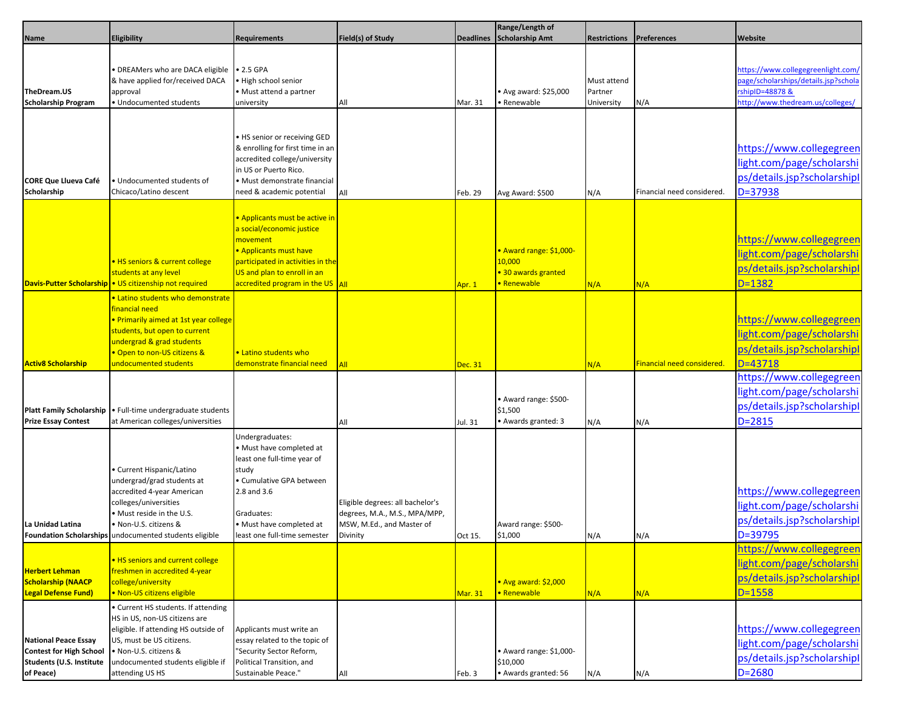| Name | Eligibility | Requirements | Field(s) of Study | Deadlines | Range/Length of Scholarship Amt | Restrictions | Preferences | Website |
|---|---|---|---|---|---|---|---|---|
| TheDream.US Scholarship Program | • DREAMers who are DACA eligible & have applied for/received DACA approval<br>• Undocumented students | • 2.5 GPA<br>• High school senior<br>• Must attend a partner university | All | Mar. 31 | • Avg award: $25,000<br>• Renewable | Must attend Partner University | N/A | https://www.collegegreenlight.com/page/scholarships/details.jsp?scholarshipID=48878 & http://www.thedream.us/colleges/ |
| CORE Que Llueva Café Scholarship | • Undocumented students of Chicaco/Latino descent | • HS senior or receiving GED & enrolling for first time in an accredited college/university in US or Puerto Rico.<br>• Must demonstrate financial need & academic potential | All | Feb. 29 | Avg Award: $500 | N/A | Financial need considered. | https://www.collegegreenlight.com/page/scholarships/details.jsp?scholarshipID=37938 |
| Davis-Putter Scholarship | • HS seniors & current college students at any level<br>• US citizenship not required | • Applicants must be active in a social/economic justice movement<br>• Applicants must have participated in activities in the US and plan to enroll in an accredited program in the US | All | Apr. 1 | • Award range: $1,000-10,000<br>• 30 awards granted<br>• Renewable | N/A | N/A | https://www.collegegreenlight.com/page/scholarships/details.jsp?scholarshipID=1382 |
| Activ8 Scholarship | • Latino students who demonstrate financial need<br>• Primarily aimed at 1st year college students, but open to current undergrad & grad students<br>• Open to non-US citizens & undocumented students | • Latino students who demonstrate financial need | All | Dec. 31 | | N/A | Financial need considered. | https://www.collegegreenlight.com/page/scholarships/details.jsp?scholarshipID=43718 |
| Platt Family Scholarship Prize Essay Contest | • Full-time undergraduate students at American colleges/universities | | All | Jul. 31 | • Award range: $500-$1,500<br>• Awards granted: 3 | N/A | N/A | https://www.collegegreenlight.com/page/scholarships/details.jsp?scholarshipID=2815 |
| La Unidad Latina Foundation Scholarships | • Current Hispanic/Latino undergrad/grad students at accredited 4-year American colleges/universities<br>• Must reside in the U.S.<br>• Non-U.S. citizens & undocumented students eligible | Undergraduates:<br>• Must have completed at least one full-time year of study<br>• Cumulative GPA between 2.8 and 3.6<br><br>Graduates:<br>• Must have completed at least one full-time semester | Eligible degrees: all bachelor's degrees, M.A., M.S., MPA/MPP, MSW, M.Ed., and Master of Divinity | Oct 15. | Award range: $500-$1,000 | N/A | N/A | https://www.collegegreenlight.com/page/scholarships/details.jsp?scholarshipID=39795 |
| Herbert Lehman Scholarship (NAACP Legal Defense Fund) | • HS seniors and current college freshmen in accredited 4-year college/university<br>• Non-US citizens eligible | | | Mar. 31 | • Avg award: $2,000<br>• Renewable | N/A | N/A | https://www.collegegreenlight.com/page/scholarships/details.jsp?scholarshipID=1558 |
| National Peace Essay Contest for High School Students (U.S. Institute of Peace) | • Current HS students. If attending HS in US, non-US citizens are eligible. If attending HS outside of US, must be US citizens.<br>• Non-U.S. citizens & undocumented students eligible if attending US HS | Applicants must write an essay related to the topic of "Security Sector Reform, Political Transition, and Sustainable Peace." | All | Feb. 3 | • Award range: $1,000-$10,000<br>• Awards granted: 56 | N/A | N/A | https://www.collegegreenlight.com/page/scholarships/details.jsp?scholarshipID=2680 |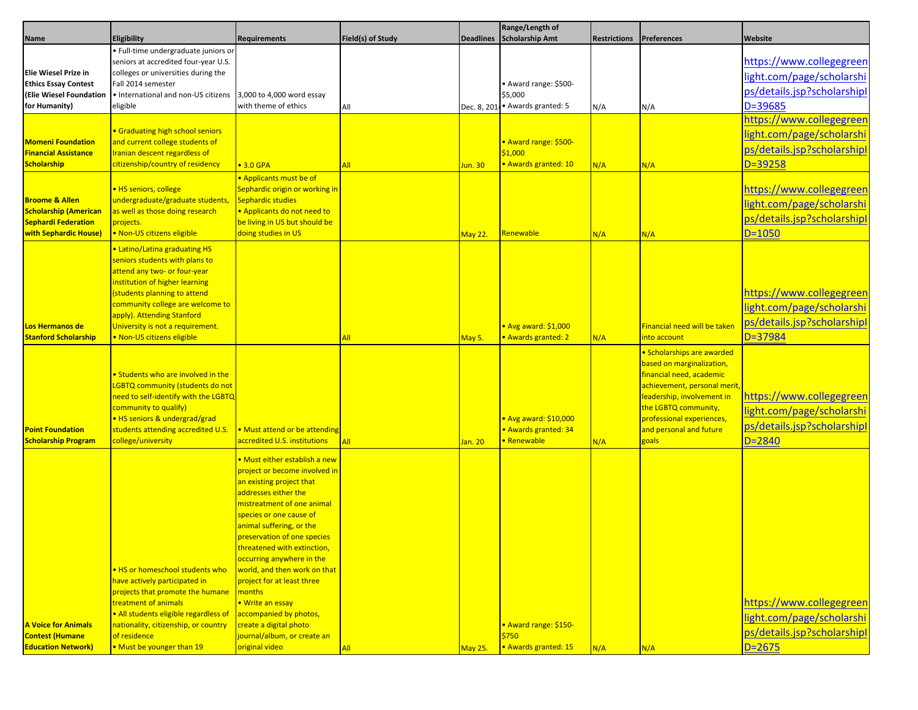| Name | Eligibility | Requirements | Field(s) of Study | Deadlines | Range/Length of Scholarship Amt | Restrictions | Preferences | Website |
|---|---|---|---|---|---|---|---|---|
| **Elie Wiesel Prize in Ethics Essay Contest (Elie Wiesel Foundation for Humanity)** | • Full-time undergraduate juniors or seniors at accredited four-year U.S. colleges or universities during the Fall 2014 semester<br>• International and non-US citizens eligible | 3,000 to 4,000 word essay with theme of ethics | All | Dec. 8, 2014 | • Award range: $500-$5,000<br>• Awards granted: 5 | N/A | N/A | https://www.collegegreenlight.com/page/scholarships/details.jsp?scholarshipID=39685 |
| **Momeni Foundation Financial Assistance Scholarship** | • Graduating high school seniors and current college students of Iranian descent regardless of citizenship/country of residency | • 3.0 GPA | All | Jun. 30 | • Award range: $500-$1,000<br>• Awards granted: 10 | N/A | N/A | https://www.collegegreenlight.com/page/scholarships/details.jsp?scholarshipID=39258 |
| **Broome & Allen Scholarship (American Sephardi Federation with Sephardic House)** | • HS seniors, college undergraduate/graduate students, as well as those doing research projects.<br>• Non-US citizens eligible | • Applicants must be of Sephardic origin or working in Sephardic studies<br>• Applicants do not need to be living in US but should be doing studies in US | | May 22. | Renewable | N/A | N/A | https://www.collegegreenlight.com/page/scholarships/details.jsp?scholarshipID=1050 |
| **Los Hermanos de Stanford Scholarship** | • Latino/Latina graduating HS seniors students with plans to attend any two- or four-year institution of higher learning (students planning to attend community college are welcome to apply). Attending Stanford University is not a requirement.<br>• Non-US citizens eligible | | All | May 5. | • Avg award: $1,000<br>• Awards granted: 2 | N/A | Financial need will be taken into account | https://www.collegegreenlight.com/page/scholarships/details.jsp?scholarshipID=37984 |
| **Point Foundation Scholarship Program** | • Students who are involved in the LGBTQ community (students do not need to self-identify with the LGBTQ community to qualify)<br>• HS seniors & undergrad/grad students attending accredited U.S. college/university | • Must attend or be attending accredited U.S. institutions | All | Jan. 20 | • Avg award: $10,000<br>• Awards granted: 34<br>• Renewable | N/A | • Scholarships are awarded based on marginalization, financial need, academic achievement, personal merit, leadership, involvement in the LGBTQ community, professional experiences, and personal and future goals | https://www.collegegreenlight.com/page/scholarships/details.jsp?scholarshipID=2840 |
| **A Voice for Animals Contest (Humane Education Network)** | • HS or homeschool students who have actively participated in projects that promote the humane treatment of animals<br>• All students eligible regardless of nationality, citizenship, or country of residence<br>• Must be younger than 19 | • Must either establish a new project or become involved in an existing project that addresses either the mistreatment of one animal species or one cause of animal suffering, or the preservation of one species threatened with extinction, occurring anywhere in the world, and then work on that project for at least three months<br>• Write an essay accompanied by photos, create a digital photo journal/album, or create an original video | All | May 25. | • Award range: $150-$750<br>• Awards granted: 15 | N/A | N/A | https://www.collegegreenlight.com/page/scholarships/details.jsp?scholarshipID=2675 |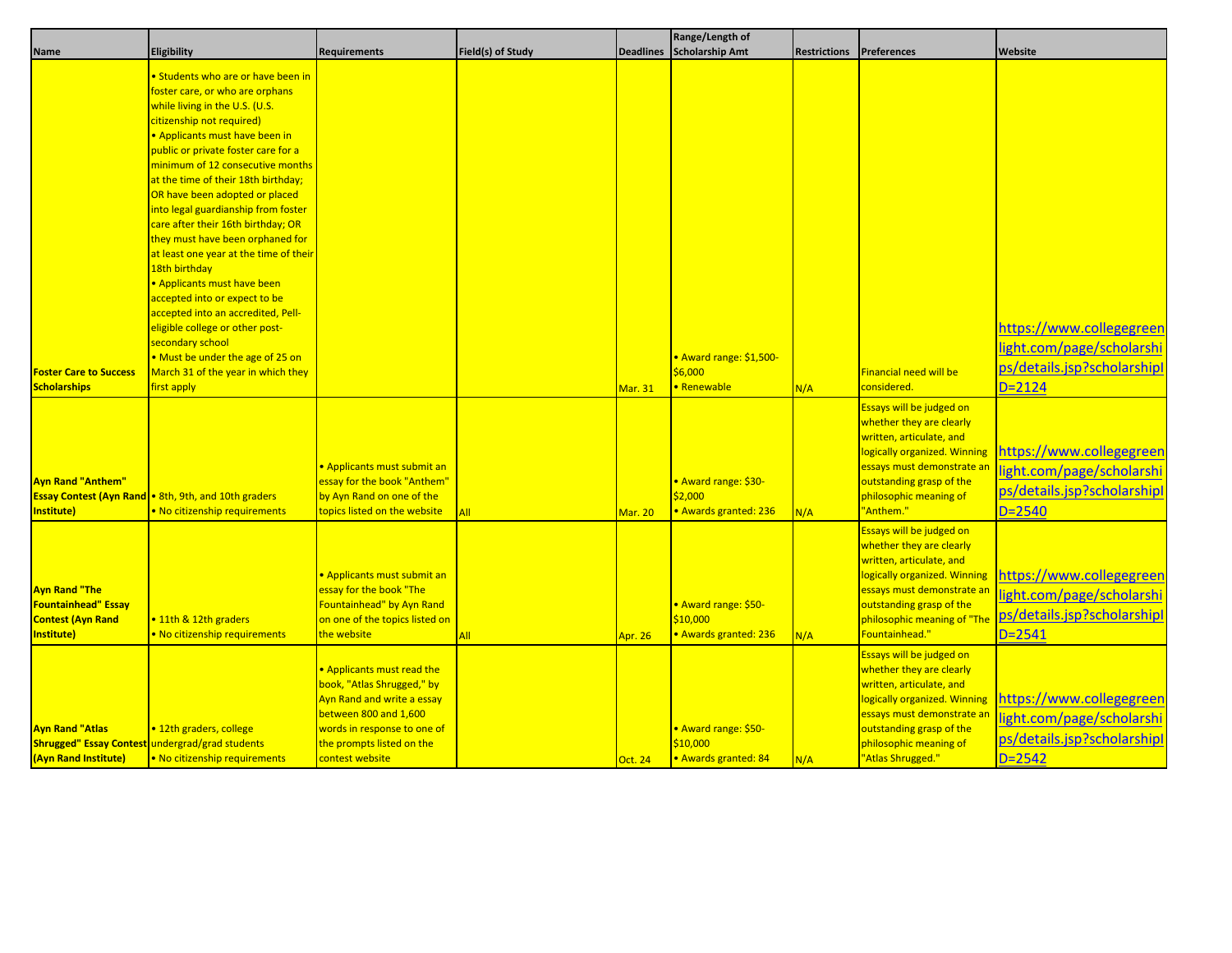| Name | Eligibility | Requirements | Field(s) of Study | Deadlines | Range/Length of Scholarship Amt | Restrictions | Preferences | Website |
|---|---|---|---|---|---|---|---|---|
| **Foster Care to Success Scholarships** | • Students who are or have been in foster care, or who are orphans while living in the U.S. (U.S. citizenship not required)<br>• Applicants must have been in public or private foster care for a minimum of 12 consecutive months at the time of their 18th birthday; OR have been adopted or placed into legal guardianship from foster care after their 16th birthday; OR they must have been orphaned for at least one year at the time of their 18th birthday<br>• Applicants must have been accepted into or expect to be accepted into an accredited, Pell-eligible college or other post-secondary school<br>• Must be under the age of 25 on March 31 of the year in which they first apply | | | Mar. 31 | • Award range: $1,500-$6,000<br>• Renewable | N/A | Financial need will be considered. | https://www.collegegreenlight.com/page/scholarships/details.jsp?scholarshipID=2124 |
| **Ayn Rand "Anthem" Essay Contest (Ayn Rand Institute)** | • 8th, 9th, and 10th graders<br>• No citizenship requirements | • Applicants must submit an essay for the book "Anthem" by Ayn Rand on one of the topics listed on the website | All | Mar. 20 | • Award range: $30-$2,000<br>• Awards granted: 236 | N/A | Essays will be judged on whether they are clearly written, articulate, and logically organized. Winning essays must demonstrate an outstanding grasp of the philosophic meaning of "Anthem." | https://www.collegegreenlight.com/page/scholarships/details.jsp?scholarshipID=2540 |
| **Ayn Rand "The Fountainhead" Essay Contest (Ayn Rand Institute)** | • 11th & 12th graders<br>• No citizenship requirements | • Applicants must submit an essay for the book "The Fountainhead" by Ayn Rand on one of the topics listed on the website | All | Apr. 26 | • Award range: $50-$10,000<br>• Awards granted: 236 | N/A | Essays will be judged on whether they are clearly written, articulate, and logically organized. Winning essays must demonstrate an outstanding grasp of the philosophic meaning of "The Fountainhead." | https://www.collegegreenlight.com/page/scholarships/details.jsp?scholarshipID=2541 |
| **Ayn Rand "Atlas Shrugged" Essay Contest (Ayn Rand Institute)** | • 12th graders, college undergrad/grad students<br>• No citizenship requirements | • Applicants must read the book, "Atlas Shrugged," by Ayn Rand and write a essay between 800 and 1,600 words in response to one of the prompts listed on the contest website | | Oct. 24 | • Award range: $50-$10,000<br>• Awards granted: 84 | N/A | Essays will be judged on whether they are clearly written, articulate, and logically organized. Winning essays must demonstrate an outstanding grasp of the philosophic meaning of "Atlas Shrugged." | https://www.collegegreenlight.com/page/scholarships/details.jsp?scholarshipID=2542 |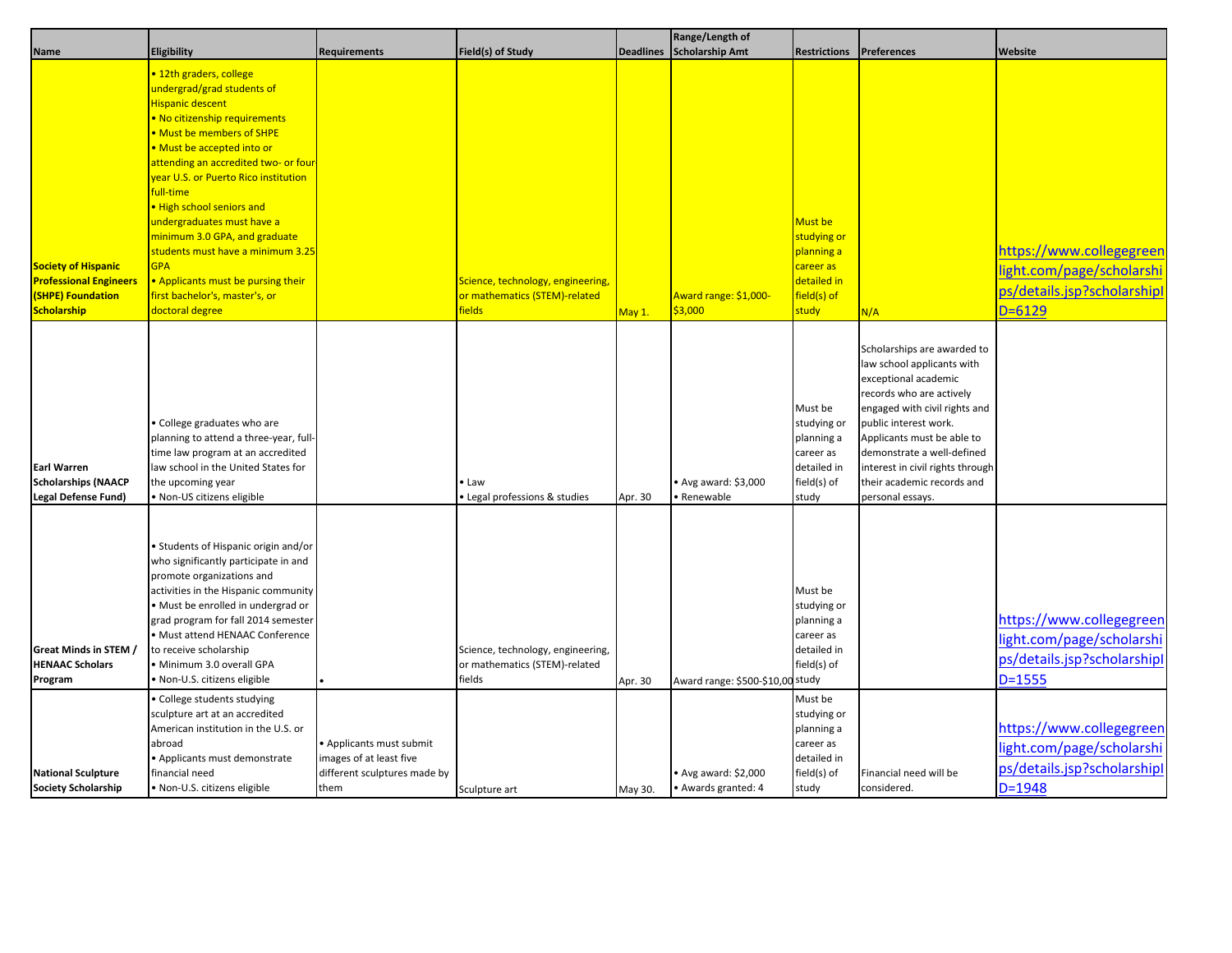| Name | Eligibility | Requirements | Field(s) of Study | Deadlines | Range/Length of Scholarship Amt | Restrictions | Preferences | Website |
|---|---|---|---|---|---|---|---|---|
| **Society of Hispanic Professional Engineers (SHPE) Foundation Scholarship** | • 12th graders, college undergrad/grad students of Hispanic descent<br>• No citizenship requirements<br>• Must be members of SHPE<br>• Must be accepted into or attending an accredited two- or four-year U.S. or Puerto Rico institution full-time<br>• High school seniors and undergraduates must have a minimum 3.0 GPA, and graduate students must have a minimum 3.25 GPA<br>• Applicants must be pursuing their first bachelor's, master's, or doctoral degree | | Science, technology, engineering, or mathematics (STEM)-related fields | May 1. | Award range: $1,000-$3,000 | Must be studying or planning a career as detailed in field(s) of study | N/A | https://www.collegegreenlight.com/page/scholarships/details.jsp?scholarshipID=6129 |
| **Earl Warren Scholarships (NAACP Legal Defense Fund)** | • College graduates who are planning to attend a three-year, full-time law program at an accredited law school in the United States for the upcoming year<br>• Non-US citizens eligible | | • Law<br>• Legal professions & studies | Apr. 30 | • Avg award: $3,000<br>• Renewable | Must be studying or planning a career as detailed in field(s) of study | Scholarships are awarded to law school applicants with exceptional academic records who are actively engaged with civil rights and public interest work. Applicants must be able to demonstrate a well-defined interest in civil rights through their academic records and personal essays. | |
| **Great Minds in STEM / HENAAC Scholars Program** | • Students of Hispanic origin and/or who significantly participate in and promote organizations and activities in the Hispanic community<br>• Must be enrolled in undergrad or grad program for fall 2014 semester<br>• Must attend HENAAC Conference to receive scholarship<br>• Minimum 3.0 overall GPA<br>• Non-U.S. citizens eligible | • | Science, technology, engineering, or mathematics (STEM)-related fields | Apr. 30 | Award range: $500-$10,00 | Must be studying or planning a career as detailed in field(s) of study | | https://www.collegegreenlight.com/page/scholarships/details.jsp?scholarshipID=1555 |
| **National Sculpture Society Scholarship** | • College students studying sculpture art at an accredited American institution in the U.S. or abroad<br>• Applicants must demonstrate financial need<br>• Non-U.S. citizens eligible | • Applicants must submit images of at least five different sculptures made by them | Sculpture art | May 30. | • Avg award: $2,000<br>• Awards granted: 4 | Must be studying or planning a career as detailed in field(s) of study | Financial need will be considered. | https://www.collegegreenlight.com/page/scholarships/details.jsp?scholarshipID=1948 |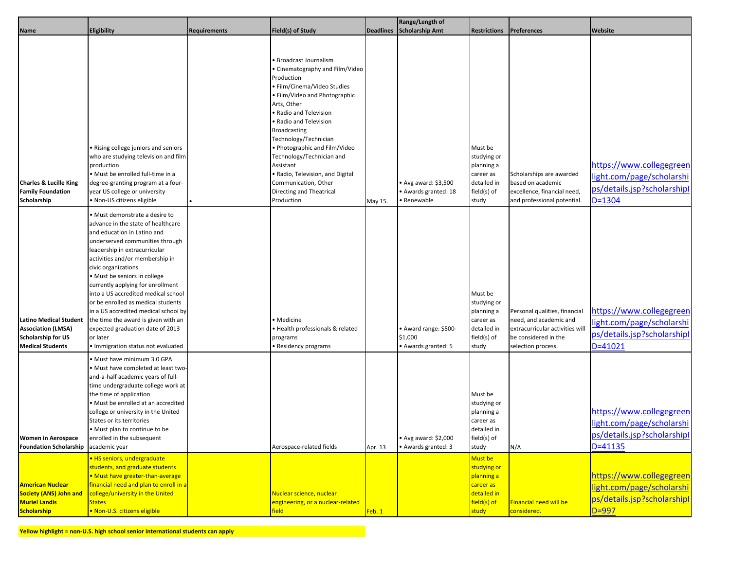| Name | Eligibility | Requirements | Field(s) of Study | Deadlines | Range/Length of Scholarship Amt | Restrictions | Preferences | Website |
|---|---|---|---|---|---|---|---|---|
| **Charles & Lucille King Family Foundation Scholarship** | • Rising college juniors and seniors who are studying television and film production<br>• Must be enrolled full-time in a degree-granting program at a four-year US college or university<br>• Non-US citizens eligible | • | • Broadcast Journalism<br>• Cinematography and Film/Video Production<br>• Film/Cinema/Video Studies<br>• Film/Video and Photographic Arts, Other<br>• Radio and Television<br>• Radio and Television Broadcasting Technology/Technician<br>• Photographic and Film/Video Technology/Technician and Assistant<br>• Radio, Television, and Digital Communication, Other<br>Directing and Theatrical Production | May 15. | • Avg award: $3,500<br>• Awards granted: 18<br>• Renewable | Must be studying or planning a career as detailed in field(s) of study | Scholarships are awarded based on academic excellence, financial need, and professional potential. | https://www.collegegreenlight.com/page/scholarships/details.jsp?scholarshipID=1304 |
| **Latino Medical Student Association (LMSA) Scholarship for US Medical Students** | • Must demonstrate a desire to advance in the state of healthcare and education in Latino and underserved communities through leadership in extracurricular activities and/or membership in civic organizations<br>• Must be seniors in college currently applying for enrollment into a US accredited medical school or be enrolled as medical students in a US accredited medical school by the time the award is given with an expected graduation date of 2013 or later<br>• Immigration status not evaluated | | • Medicine<br>• Health professionals & related programs<br>• Residency programs | | • Award range: $500-$1,000<br>• Awards granted: 5 | Must be studying or planning a career as detailed in field(s) of study | Personal qualities, financial need, and academic and extracurricular activities will be considered in the selection process. | https://www.collegegreenlight.com/page/scholarships/details.jsp?scholarshipID=41021 |
| **Women in Aerospace Foundation Scholarship** | • Must have minimum 3.0 GPA<br>• Must have completed at least two-and-a-half academic years of full-time undergraduate college work at the time of application<br>• Must be enrolled at an accredited college or university in the United States or its territories<br>• Must plan to continue to be enrolled in the subsequent academic year | | Aerospace-related fields | Apr. 13 | • Avg award: $2,000<br>• Awards granted: 3 | Must be studying or planning a career as detailed in field(s) of study | N/A | https://www.collegegreenlight.com/page/scholarships/details.jsp?scholarshipID=41135 |
| **American Nuclear Society (ANS) John and Muriel Landis Scholarship** | • HS seniors, undergraduate students, and graduate students<br>• Must have greater-than-average financial need and plan to enroll in a college/university in the United States<br>• Non-U.S. citizens eligible | | Nuclear science, nuclear engineering, or a nuclear-related field | Feb. 1 | | Must be studying or planning a career as detailed in field(s) of study | Financial need will be considered. | https://www.collegegreenlight.com/page/scholarships/details.jsp?scholarshipID=997 |

**Yellow highlight = non-U.S. high school senior international students can apply**